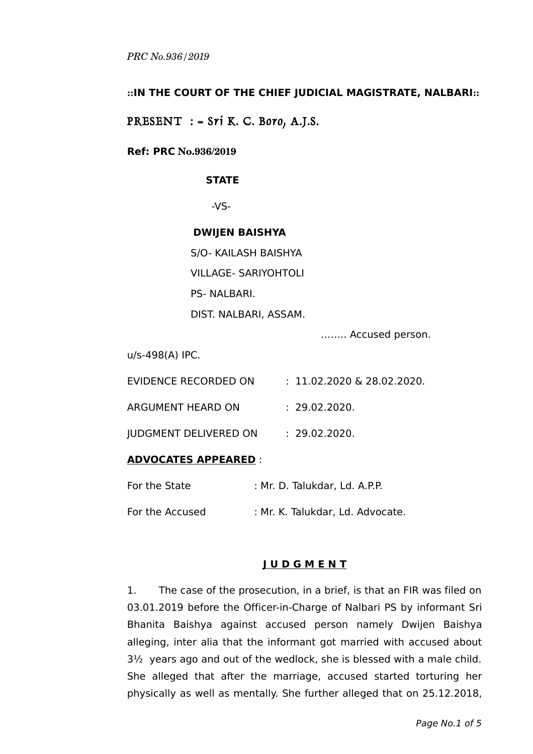*PRC No.936/2019*

**::IN THE COURT OF THE CHIEF JUDICIAL MAGISTRATE, NALBARI::**

PRESENT : = Sri K. C. Boro, A.J.S.

**Ref: PRC No.936/2019**

**STATE**

-VS-

**DWIJEN BAISHYA**

S/O- KAILASH BAISHYA

VILLAGE- SARIYOHTOLI

PS- NALBARI.

DIST. NALBARI, ASSAM.

…….. Accused person.

u/s-498(A) IPC.

EVIDENCE RECORDED ON : 11.02.2020 & 28.02.2020.

ARGUMENT HEARD ON : 29.02.2020.

JUDGMENT DELIVERED ON : 29.02.2020.

**ADVOCATES APPEARED** :

For the State : Mr. D. Talukdar, Ld. A.P.P.

For the Accused : Mr. K. Talukdar, Ld. Advocate.

## **J U D G M E N T**

1. The case of the prosecution, in a brief, is that an FIR was filed on 03.01.2019 before the Officer-in-Charge of Nalbari PS by informant Sri Bhanita Baishya against accused person namely Dwijen Baishya alleging, inter alia that the informant got married with accused about 3½ years ago and out of the wedlock, she is blessed with a male child. She alleged that after the marriage, accused started torturing her physically as well as mentally. She further alleged that on 25.12.2018,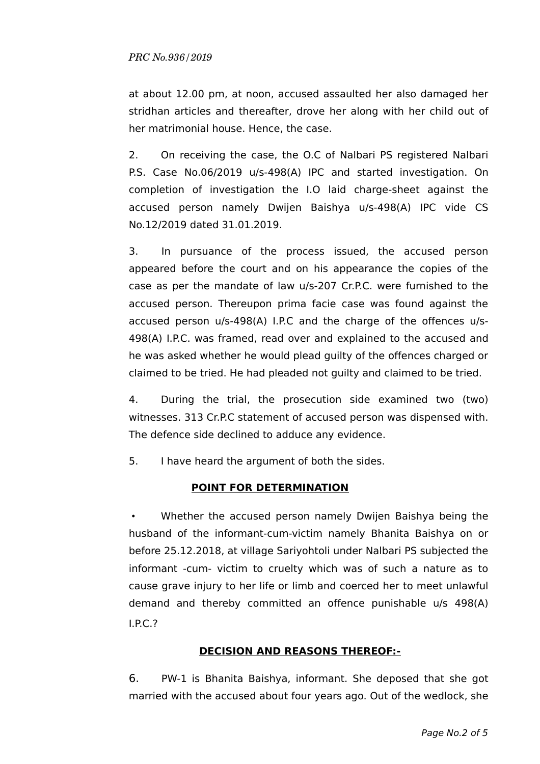at about 12.00 pm, at noon, accused assaulted her also damaged her stridhan articles and thereafter, drove her along with her child out of her matrimonial house. Hence, the case.

2. On receiving the case, the O.C of Nalbari PS registered Nalbari P.S. Case No.06/2019 u/s-498(A) IPC and started investigation. On completion of investigation the I.O laid charge-sheet against the accused person namely Dwijen Baishya u/s-498(A) IPC vide CS No.12/2019 dated 31.01.2019.

3. In pursuance of the process issued, the accused person appeared before the court and on his appearance the copies of the case as per the mandate of law u/s-207 Cr.P.C. were furnished to the accused person. Thereupon prima facie case was found against the accused person u/s-498(A) I.P.C and the charge of the offences u/s-498(A) I.P.C. was framed, read over and explained to the accused and he was asked whether he would plead guilty of the offences charged or claimed to be tried. He had pleaded not guilty and claimed to be tried.

4. During the trial, the prosecution side examined two (two) witnesses. 313 Cr.P.C statement of accused person was dispensed with. The defence side declined to adduce any evidence.

5. I have heard the argument of both the sides.

**POINT FOR DETERMINATION**

- Whether the accused person namely Dwijen Baishya being the husband of the informant-cum-victim namely Bhanita Baishya on or before 25.12.2018, at village Sariyohtoli under Nalbari PS subjected the informant -cum- victim to cruelty which was of such a nature as to cause grave injury to her life or limb and coerced her to meet unlawful demand and thereby committed an offence punishable u/s 498(A) I.P.C.?

**DECISION AND REASONS THEREOF:-**

6. PW-1 is Bhanita Baishya, informant. She deposed that she got married with the accused about four years ago. Out of the wedlock, she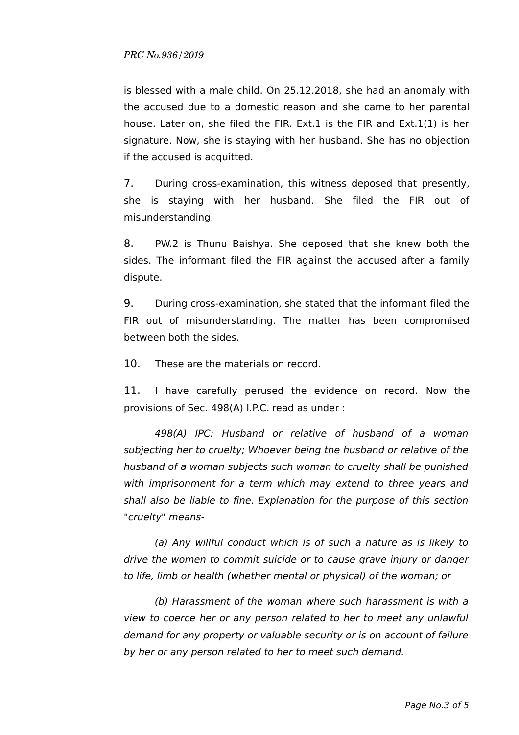is blessed with a male child. On 25.12.2018, she had an anomaly with the accused due to a domestic reason and she came to her parental house. Later on, she filed the FIR. Ext.1 is the FIR and Ext.1(1) is her signature. Now, she is staying with her husband. She has no objection if the accused is acquitted.

7. During cross-examination, this witness deposed that presently, she is staying with her husband. She filed the FIR out of misunderstanding.

8. PW.2 is Thunu Baishya. She deposed that she knew both the sides. The informant filed the FIR against the accused after a family dispute.

9. During cross-examination, she stated that the informant filed the FIR out of misunderstanding. The matter has been compromised between both the sides.

10. These are the materials on record.

11. I have carefully perused the evidence on record. Now the provisions of Sec. 498(A) I.P.C. read as under :

*498(A) IPC: Husband or relative of husband of a woman subjecting her to cruelty; Whoever being the husband or relative of the husband of a woman subjects such woman to cruelty shall be punished with imprisonment for a term which may extend to three years and shall also be liable to fine. Explanation for the purpose of this section "cruelty" means-*

*(a) Any willful conduct which is of such a nature as is likely to drive the women to commit suicide or to cause grave injury or danger to life, limb or health (whether mental or physical) of the woman; or*

*(b) Harassment of the woman where such harassment is with a view to coerce her or any person related to her to meet any unlawful demand for any property or valuable security or is on account of failure by her or any person related to her to meet such demand.*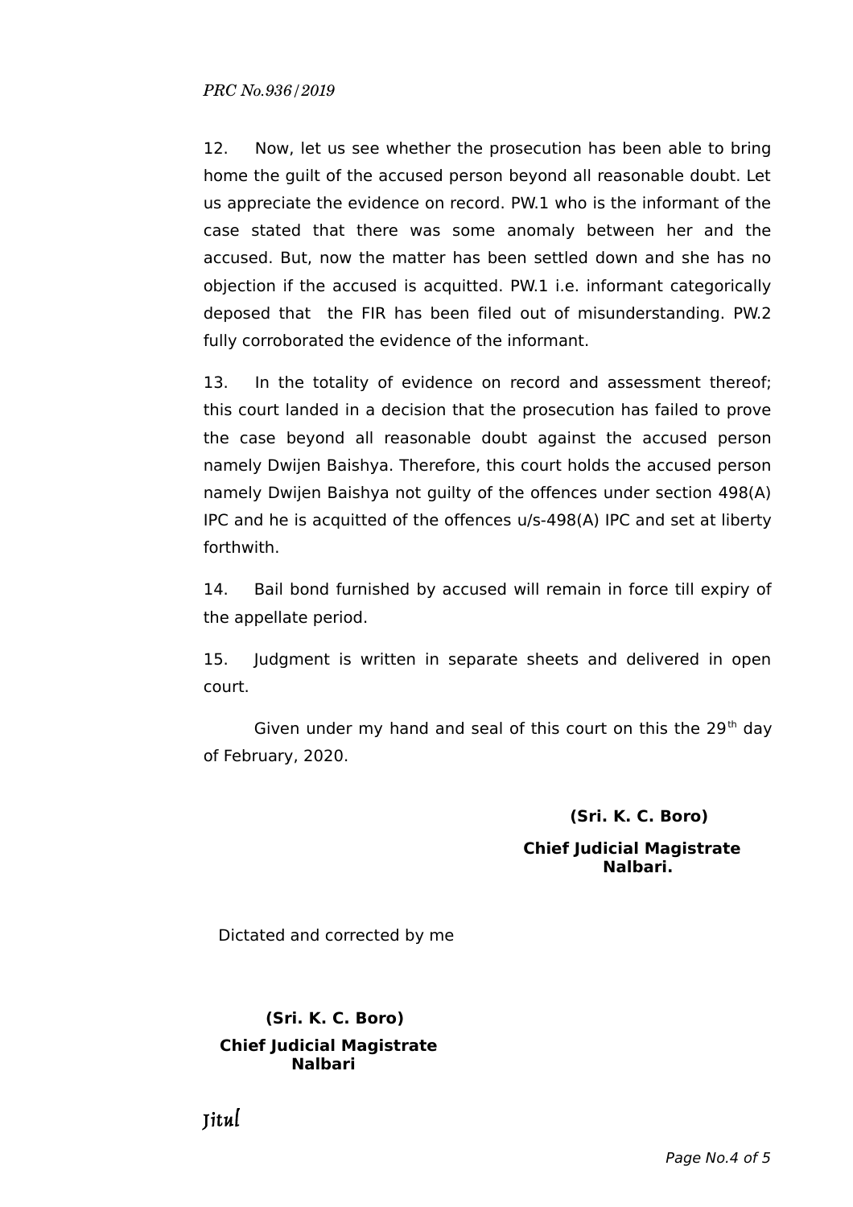12. Now, let us see whether the prosecution has been able to bring home the guilt of the accused person beyond all reasonable doubt. Let us appreciate the evidence on record. PW.1 who is the informant of the case stated that there was some anomaly between her and the accused. But, now the matter has been settled down and she has no objection if the accused is acquitted. PW.1 i.e. informant categorically deposed that the FIR has been filed out of misunderstanding. PW.2 fully corroborated the evidence of the informant.

13. In the totality of evidence on record and assessment thereof; this court landed in a decision that the prosecution has failed to prove the case beyond all reasonable doubt against the accused person namely Dwijen Baishya. Therefore, this court holds the accused person namely Dwijen Baishya not guilty of the offences under section 498(A) IPC and he is acquitted of the offences u/s-498(A) IPC and set at liberty forthwith.

14. Bail bond furnished by accused will remain in force till expiry of the appellate period.

15. Judgment is written in separate sheets and delivered in open court.

Given under my hand and seal of this court on this the 29th day of February, 2020.

**(Sri. K. C. Boro)**

**Chief Judicial Magistrate**
**Nalbari.**

Dictated and corrected by me

**(Sri. K. C. Boro)**

**Chief Judicial Magistrate**
**Nalbari**

Jitul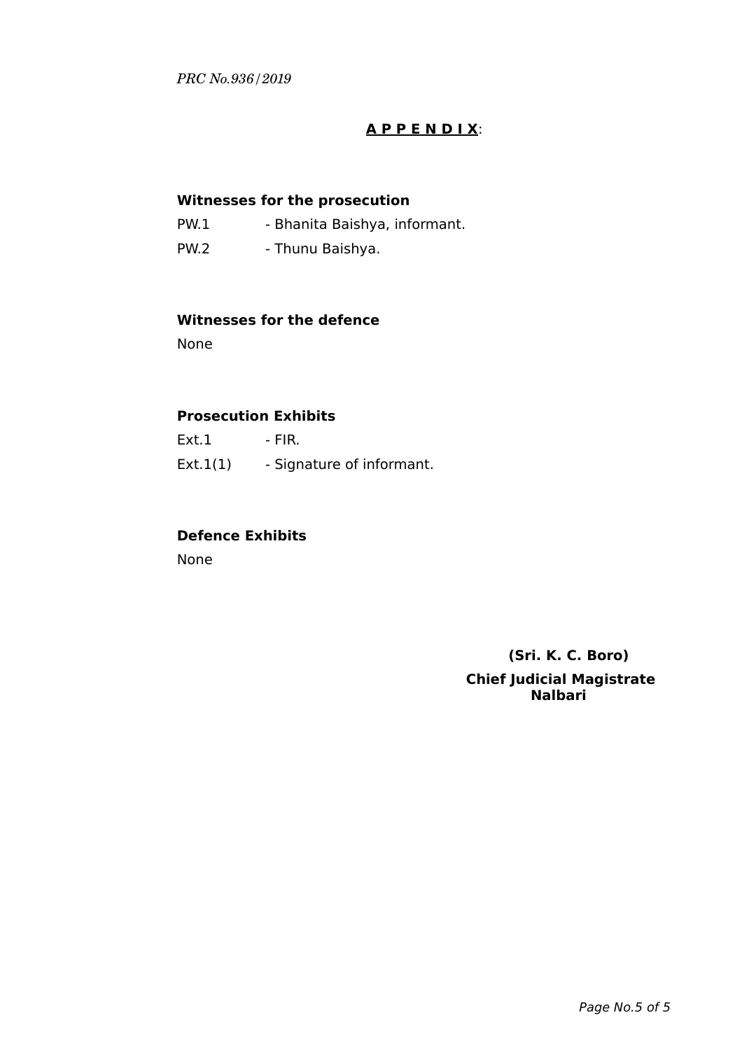## **A P P E N D I X**:

**Witnesses for the prosecution**

PW.1 - Bhanita Baishya, informant.

PW.2 - Thunu Baishya.

**Witnesses for the defence**

None

**Prosecution Exhibits**

Ext.1 - FIR.

Ext.1(1) - Signature of informant.

**Defence Exhibits**

None

**(Sri. K. C. Boro)**
**Chief Judicial Magistrate**
**Nalbari**